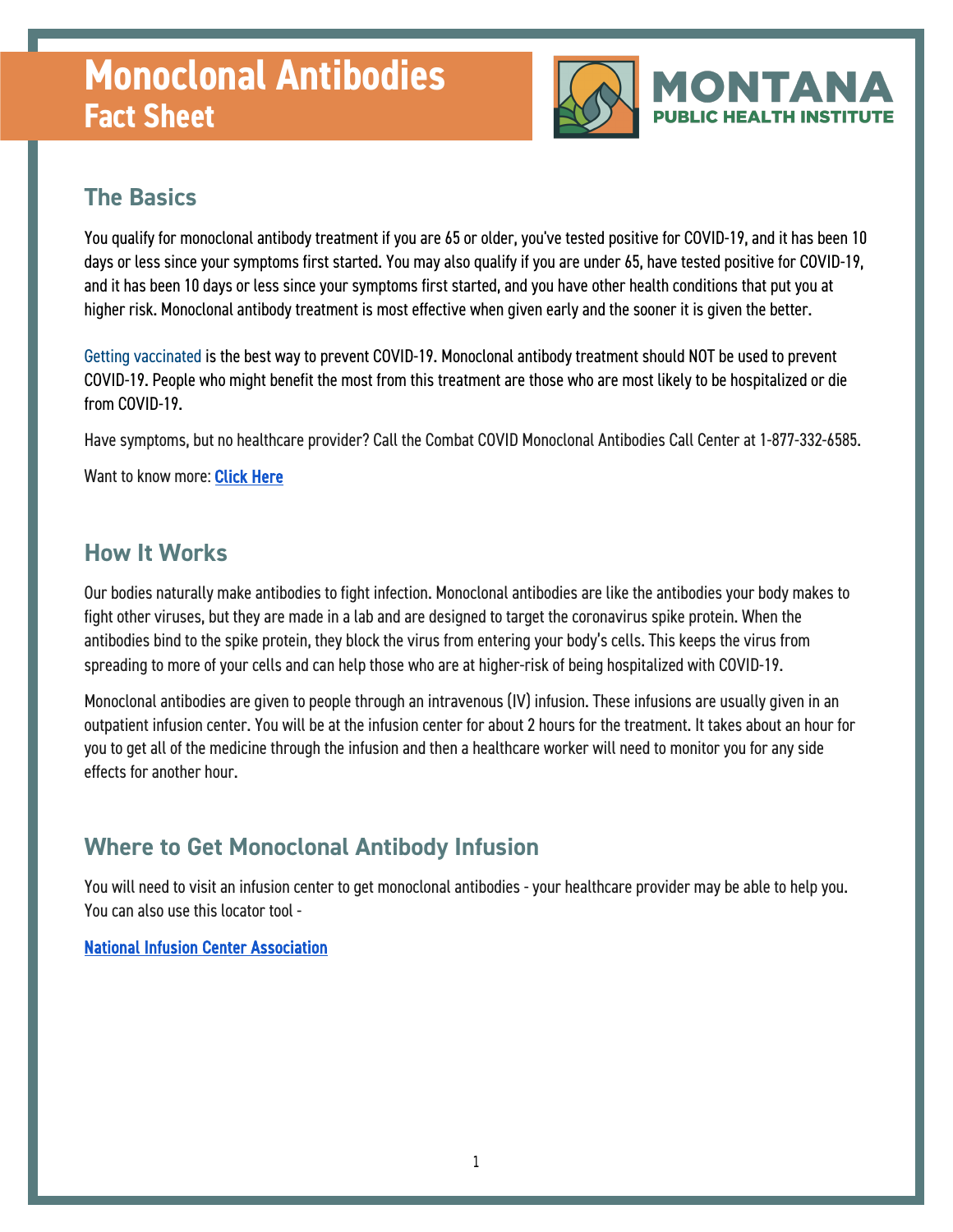# Monoclonal Antibodies
## Fact Sheet

MONTANA PUBLIC HEALTH INSTITUTE

## The Basics

You qualify for monoclonal antibody treatment if you are 65 or older, you've tested positive for COVID-19, and it has been 10 days or less since your symptoms first started. You may also qualify if you are under 65, have tested positive for COVID-19, and it has been 10 days or less since your symptoms first started, and you have other health conditions that put you at higher risk. Monoclonal antibody treatment is most effective when given early and the sooner it is given the better.

Getting vaccinated is the best way to prevent COVID-19. Monoclonal antibody treatment should NOT be used to prevent COVID-19. People who might benefit the most from this treatment are those who are most likely to be hospitalized or die from COVID-19.

Have symptoms, but no healthcare provider? Call the Combat COVID Monoclonal Antibodies Call Center at 1-877-332-6585.

Want to know more: **Click Here**

## How It Works

Our bodies naturally make antibodies to fight infection. Monoclonal antibodies are like the antibodies your body makes to fight other viruses, but they are made in a lab and are designed to target the coronavirus spike protein. When the antibodies bind to the spike protein, they block the virus from entering your body's cells. This keeps the virus from spreading to more of your cells and can help those who are at higher-risk of being hospitalized with COVID-19.

Monoclonal antibodies are given to people through an intravenous (IV) infusion. These infusions are usually given in an outpatient infusion center. You will be at the infusion center for about 2 hours for the treatment. It takes about an hour for you to get all of the medicine through the infusion and then a healthcare worker will need to monitor you for any side effects for another hour.

## Where to Get Monoclonal Antibody Infusion

You will need to visit an infusion center to get monoclonal antibodies - your healthcare provider may be able to help you. You can also use this locator tool -

National Infusion Center Association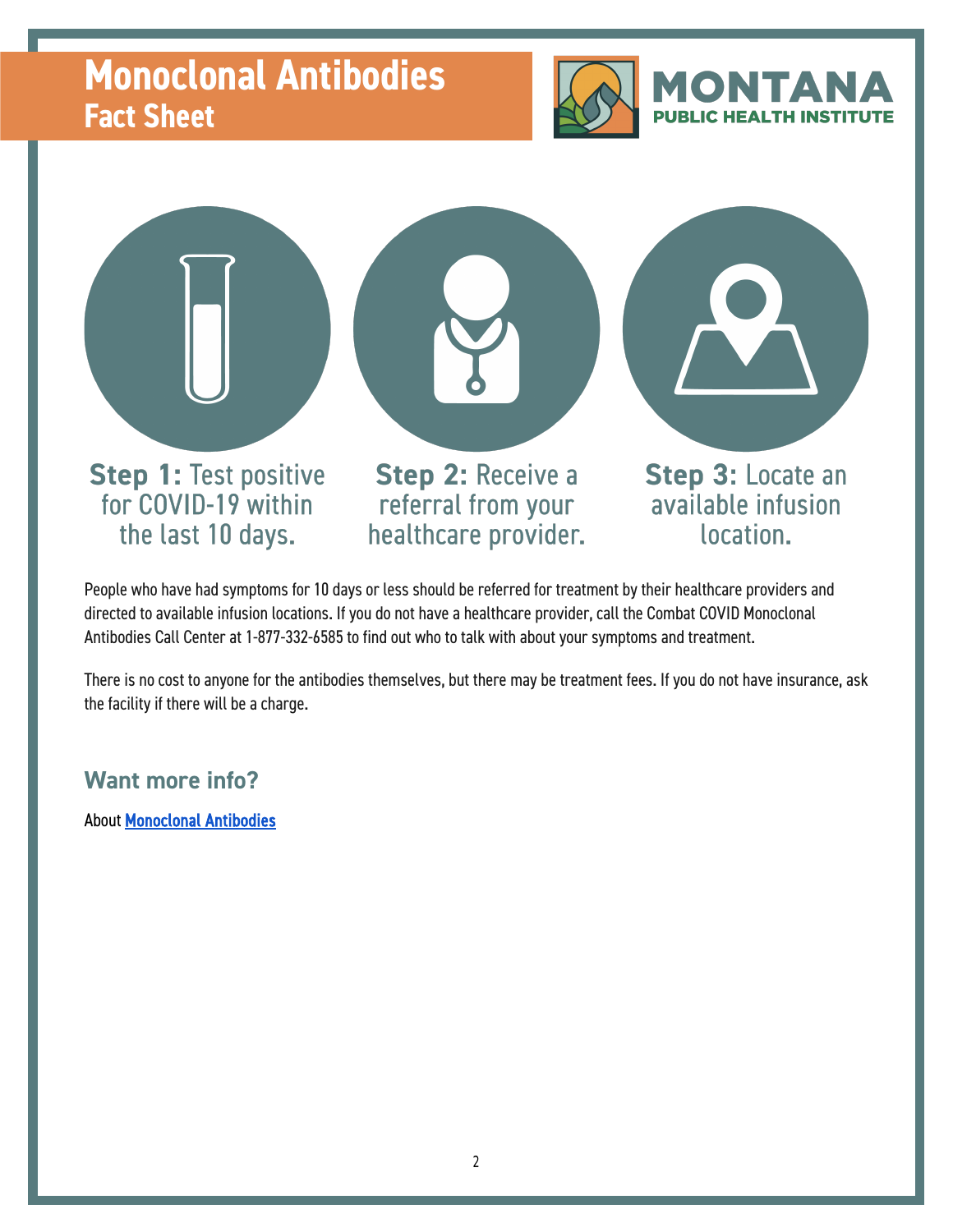# Monoclonal Antibodies
## Fact Sheet

MONTANA PUBLIC HEALTH INSTITUTE

**Step 1:** Test positive for COVID-19 within the last 10 days.

**Step 2:** Receive a referral from your healthcare provider.

**Step 3:** Locate an available infusion location.

People who have had symptoms for 10 days or less should be referred for treatment by their healthcare providers and directed to available infusion locations. If you do not have a healthcare provider, call the Combat COVID Monoclonal Antibodies Call Center at 1-877-332-6585 to find out who to talk with about your symptoms and treatment.

There is no cost to anyone for the antibodies themselves, but there may be treatment fees. If you do not have insurance, ask the facility if there will be a charge.

### Want more info?

About [Monoclonal Antibodies]